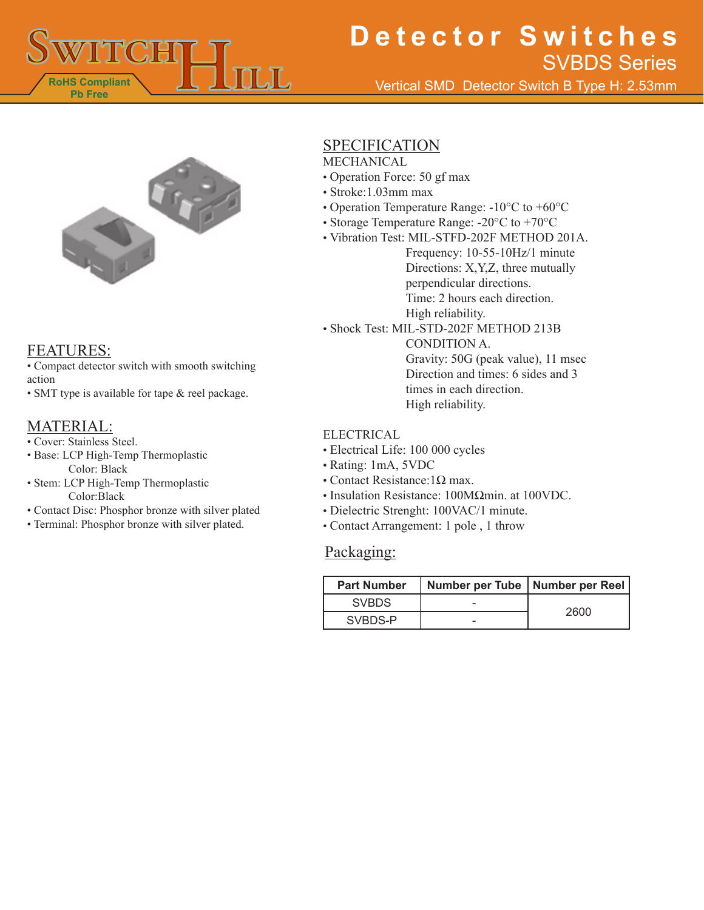# Detector Switches

## SVBDS Series

Vertical SMD Detector Switch B Type H: 2.53mm

RoHS Compliant
Pb Free

## FEATURES:

- Compact detector switch with smooth switching action
- SMT type is available for tape & reel package.

## MATERIAL:

- Cover: Stainless Steel.
- Base: LCP High-Temp Thermoplastic
  Color: Black
- Stem: LCP High-Temp Thermoplastic
  Color:Black
- Contact Disc: Phosphor bronze with silver plated
- Terminal: Phosphor bronze with silver plated.

## SPECIFICATION

### MECHANICAL

- Operation Force: 50 gf max
- Stroke:1.03mm max
- Operation Temperature Range: -10°C to +60°C
- Storage Temperature Range: -20°C to +70°C
- Vibration Test: MIL-STFD-202F METHOD 201A.
  Frequency: 10-55-10Hz/1 minute
  Directions: X,Y,Z, three mutually perpendicular directions.
  Time: 2 hours each direction.
  High reliability.
- Shock Test: MIL-STD-202F METHOD 213B CONDITION A.
  Gravity: 50G (peak value), 11 msec
  Direction and times: 6 sides and 3 times in each direction.
  High reliability.

### ELECTRICAL

- Electrical Life: 100 000 cycles
- Rating: 1mA, 5VDC
- Contact Resistance:1Ω max.
- Insulation Resistance: 100MΩmin. at 100VDC.
- Dielectric Strenght: 100VAC/1 minute.
- Contact Arrangement: 1 pole , 1 throw

## Packaging:

| Part Number | Number per Tube | Number per Reel |
|---|---|---|
| SVBDS | - | 2600 |
| SVBDS-P | - | |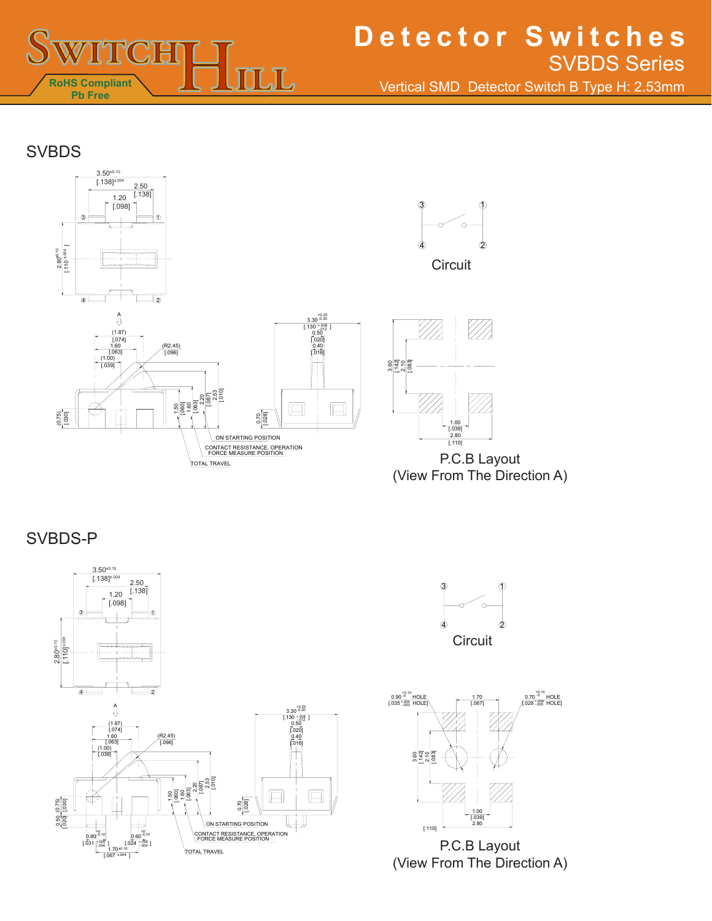# Detector Switches

## SVBDS Series

Vertical SMD Detector Switch B Type H: 2.53mm

RoHS Compliant
Pb Free

## SVBDS

3.50±0.10 [.138]±.004
2.50 [.138]
1.20 [.098]
2.80±0.10 [.110±.004]

A

(1.87) [.074]
1.60 [.063]
(1.00) [.039]
(R2.45) [.096]
(0.75) [.030]
1.50 [.060]
1.60 [.063]
2.20 [.087]
2.53 [.010]

ON STARTING POSITION
CONTACT RESISTANCE, OPERATION FORCE MEASURE POSITION
TOTAL TRAVEL

3.30 +0.20/-0.30 [.130 +.008/-.012]
0.50 [.020]
0.40 [.016]
0.70 [.028]

Circuit

3.60 [.142]
2.10 [.083]
1.00 [.039]
2.80 [.110]

P.C.B Layout
(View From The Direction A)

## SVBDS-P

3.50±0.10 [.138]±.004
2.50 [.138]
1.20 [.098]
2.80±0.10 [.110]±.004

A

(1.87) [.074]
1.60 [.063]
(1.00) [.039]
(R2.45) [.096]
0.50 [.020]
(0.75) [.030]
1.50 [.060]
1.60 [.063]
2.20 [.087]
2.53 [.010]
0.80 +0/-0.10 [.031 +.000/-.004]
0.60 +0/-0.10 [.024 +.000/-.004]
1.70±0.10 [.067 ±.004]

ON STARTING POSITION
CONTACT RESISTANCE, OPERATION FORCE MEASURE POSITION
TOTAL TRAVEL

3.30 +0.20/-0.30 [.130 +.008/-.012]
0.50 [.020]
0.40 [.016]
0.70 [.028]

Circuit

0.90 +0.10/-0 HOLE [.035 +.004/.000 HOLE]
1.70 [.067]
0.70 +0.10/-0 HOLE [.028 +.004/.000 HOLE]
3.60 [.142]
2.10 [.083]
1.00 [.039]
2.80 [.110]

P.C.B Layout
(View From The Direction A)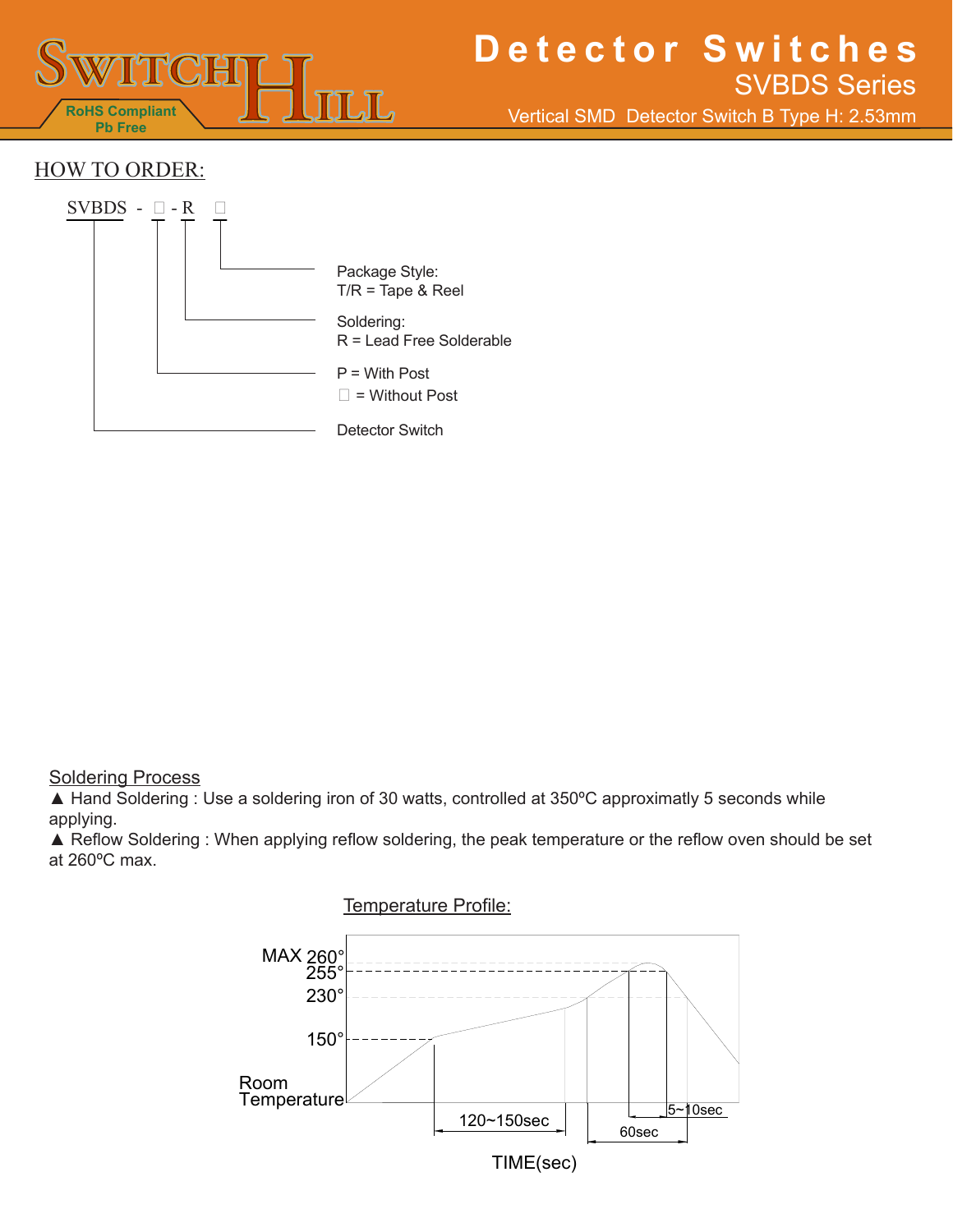# Detector Switches

## SVBDS Series

Vertical SMD Detector Switch B Type H: 2.53mm

RoHS Compliant
Pb Free

## HOW TO ORDER:

SVBDS - □ - R □

- Package Style:
  T/R = Tape & Reel
- Soldering:
  R = Lead Free Solderable
- P = With Post
  □ = Without Post
- Detector Switch

## Soldering Process

▲ Hand Soldering : Use a soldering iron of 30 watts, controlled at 350ºC approximatly 5 seconds while applying.

▲ Reflow Soldering : When applying reflow soldering, the peak temperature or the reflow oven should be set at 260ºC max.

### Temperature Profile:

MAX 260°
255°
230°
150°
Room Temperature
120~150sec
60sec
5~10sec
TIME(sec)